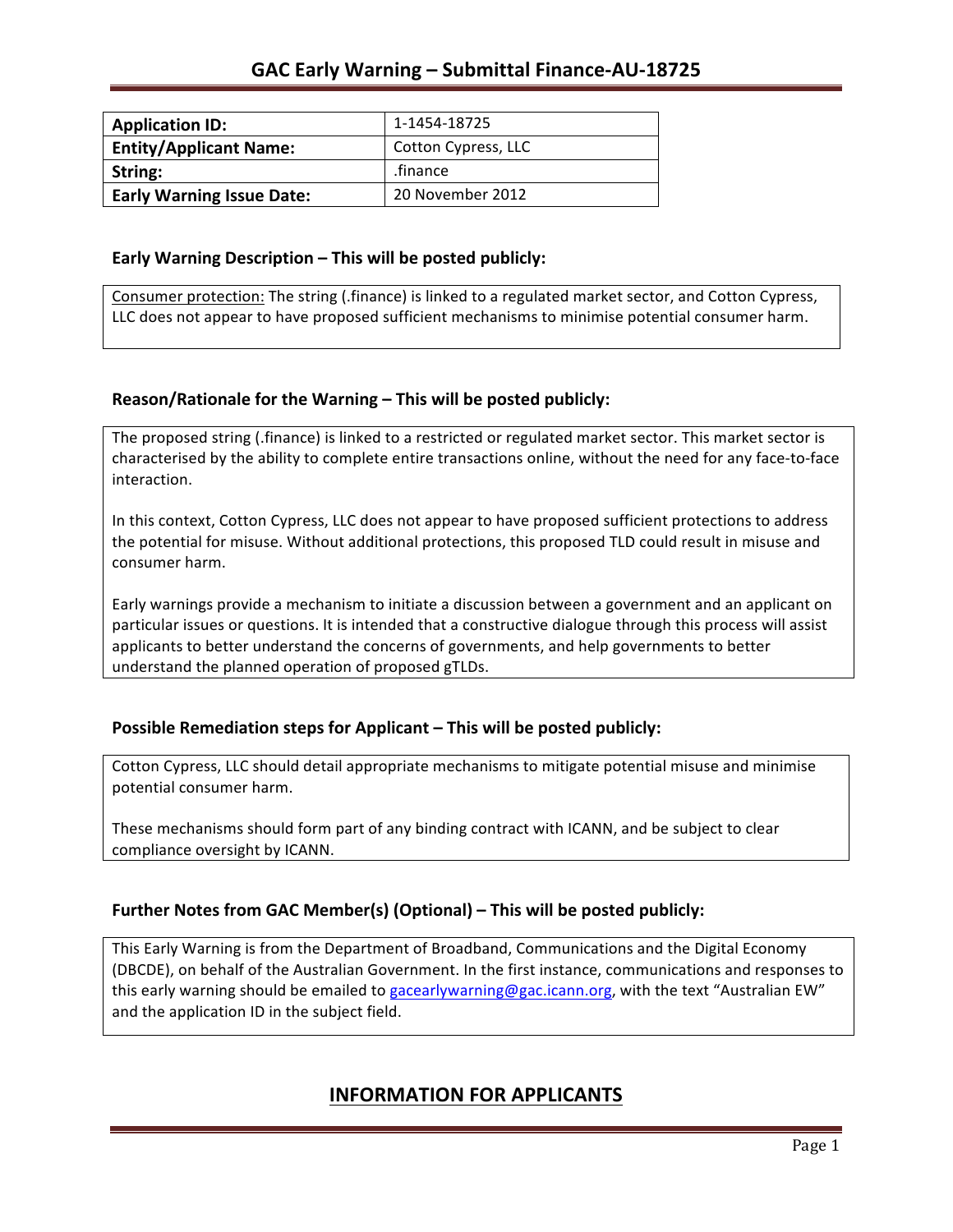# GAC Early Warning – Submittal Finance-AU-18725

| Application ID: | 1-1454-18725 |
|---|---|
| Entity/Applicant Name: | Cotton Cypress, LLC |
| String: | .finance |
| Early Warning Issue Date: | 20 November 2012 |

### Early Warning Description – This will be posted publicly:

Consumer protection: The string (.finance) is linked to a regulated market sector, and Cotton Cypress, LLC does not appear to have proposed sufficient mechanisms to minimise potential consumer harm.

### Reason/Rationale for the Warning – This will be posted publicly:

The proposed string (.finance) is linked to a restricted or regulated market sector. This market sector is characterised by the ability to complete entire transactions online, without the need for any face-to-face interaction.

In this context, Cotton Cypress, LLC does not appear to have proposed sufficient protections to address the potential for misuse. Without additional protections, this proposed TLD could result in misuse and consumer harm.

Early warnings provide a mechanism to initiate a discussion between a government and an applicant on particular issues or questions. It is intended that a constructive dialogue through this process will assist applicants to better understand the concerns of governments, and help governments to better understand the planned operation of proposed gTLDs.

### Possible Remediation steps for Applicant – This will be posted publicly:

Cotton Cypress, LLC should detail appropriate mechanisms to mitigate potential misuse and minimise potential consumer harm.

These mechanisms should form part of any binding contract with ICANN, and be subject to clear compliance oversight by ICANN.

### Further Notes from GAC Member(s) (Optional) – This will be posted publicly:

This Early Warning is from the Department of Broadband, Communications and the Digital Economy (DBCDE), on behalf of the Australian Government. In the first instance, communications and responses to this early warning should be emailed to gacearlywarning@gac.icann.org, with the text "Australian EW" and the application ID in the subject field.

## INFORMATION FOR APPLICANTS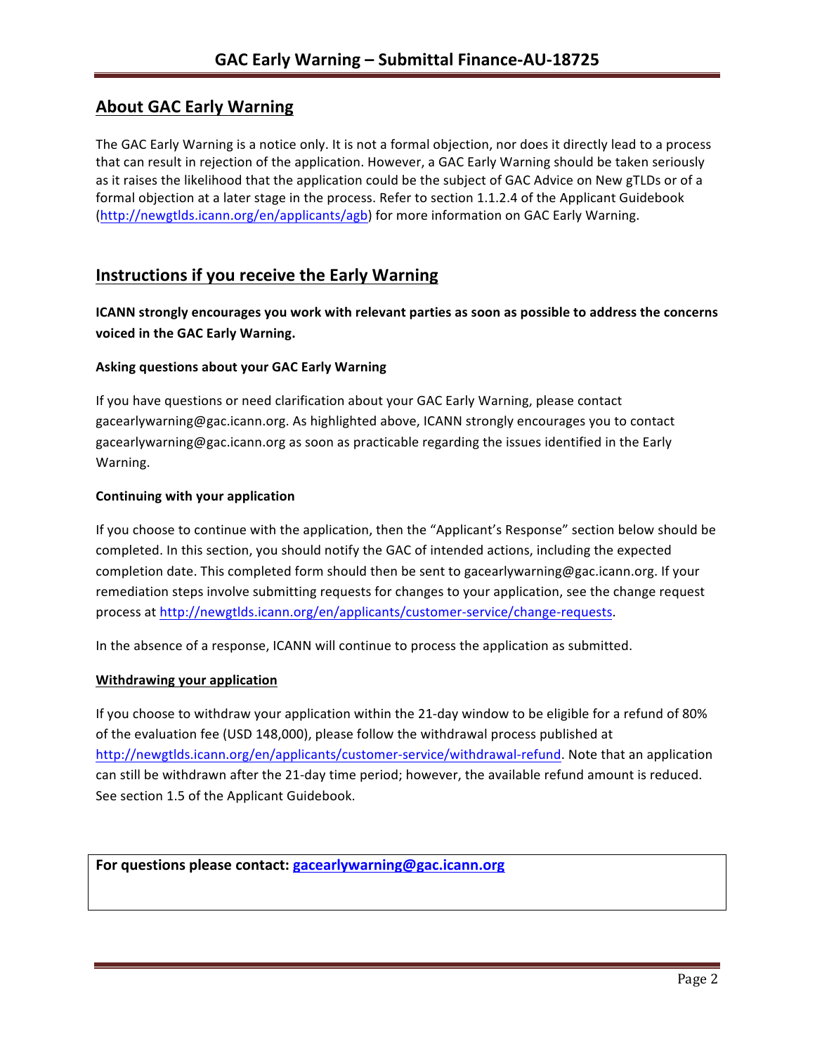## About GAC Early Warning

The GAC Early Warning is a notice only. It is not a formal objection, nor does it directly lead to a process that can result in rejection of the application. However, a GAC Early Warning should be taken seriously as it raises the likelihood that the application could be the subject of GAC Advice on New gTLDs or of a formal objection at a later stage in the process. Refer to section 1.1.2.4 of the Applicant Guidebook (http://newgtlds.icann.org/en/applicants/agb) for more information on GAC Early Warning.

## Instructions if you receive the Early Warning

**ICANN strongly encourages you work with relevant parties as soon as possible to address the concerns voiced in the GAC Early Warning.**

#### Asking questions about your GAC Early Warning

If you have questions or need clarification about your GAC Early Warning, please contact gacearlywarning@gac.icann.org. As highlighted above, ICANN strongly encourages you to contact gacearlywarning@gac.icann.org as soon as practicable regarding the issues identified in the Early Warning.

#### Continuing with your application

If you choose to continue with the application, then the "Applicant's Response" section below should be completed. In this section, you should notify the GAC of intended actions, including the expected completion date. This completed form should then be sent to gacearlywarning@gac.icann.org. If your remediation steps involve submitting requests for changes to your application, see the change request process at http://newgtlds.icann.org/en/applicants/customer-service/change-requests.

In the absence of a response, ICANN will continue to process the application as submitted.

#### Withdrawing your application

If you choose to withdraw your application within the 21-day window to be eligible for a refund of 80% of the evaluation fee (USD 148,000), please follow the withdrawal process published at http://newgtlds.icann.org/en/applicants/customer-service/withdrawal-refund. Note that an application can still be withdrawn after the 21-day time period; however, the available refund amount is reduced. See section 1.5 of the Applicant Guidebook.

**For questions please contact: gacearlywarning@gac.icann.org**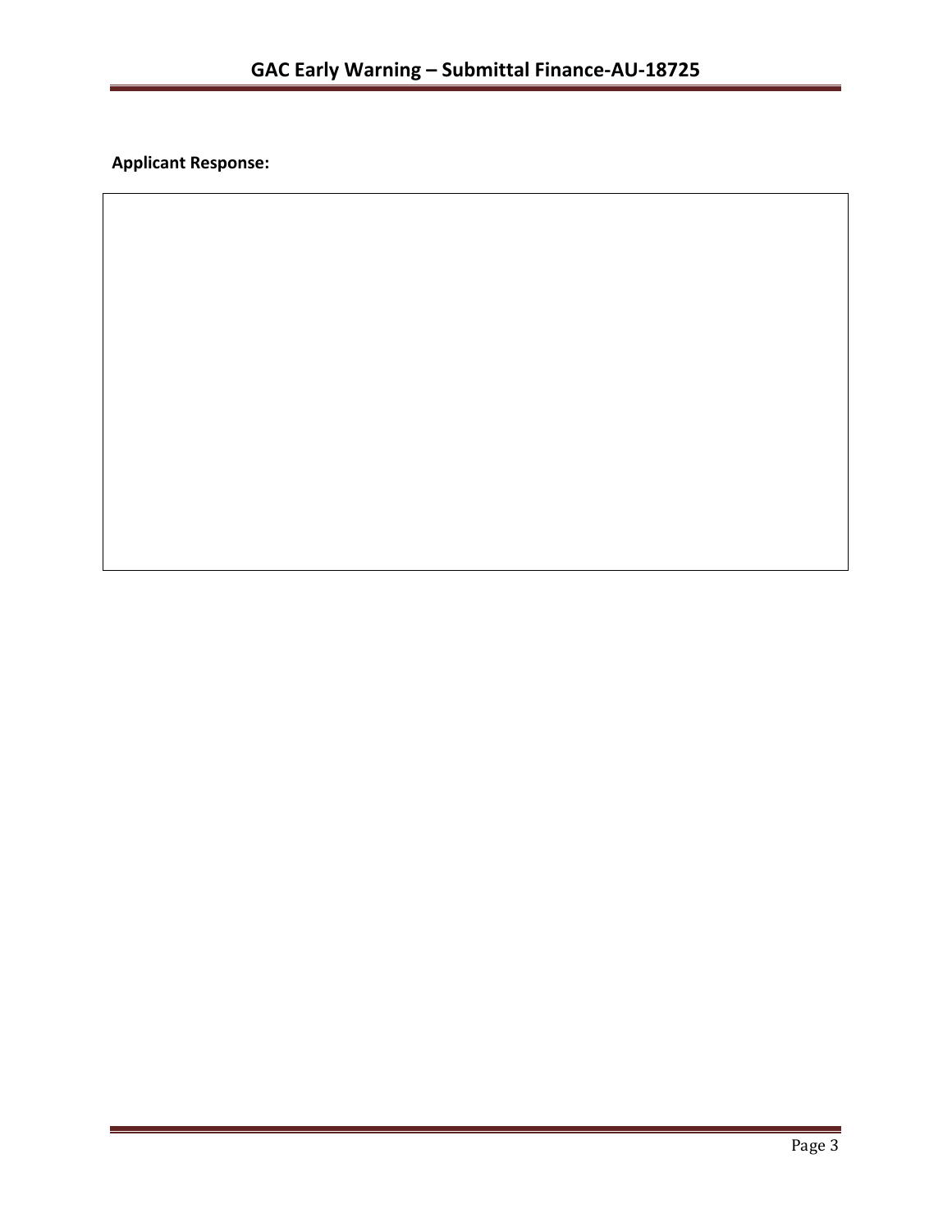**Applicant Response:**